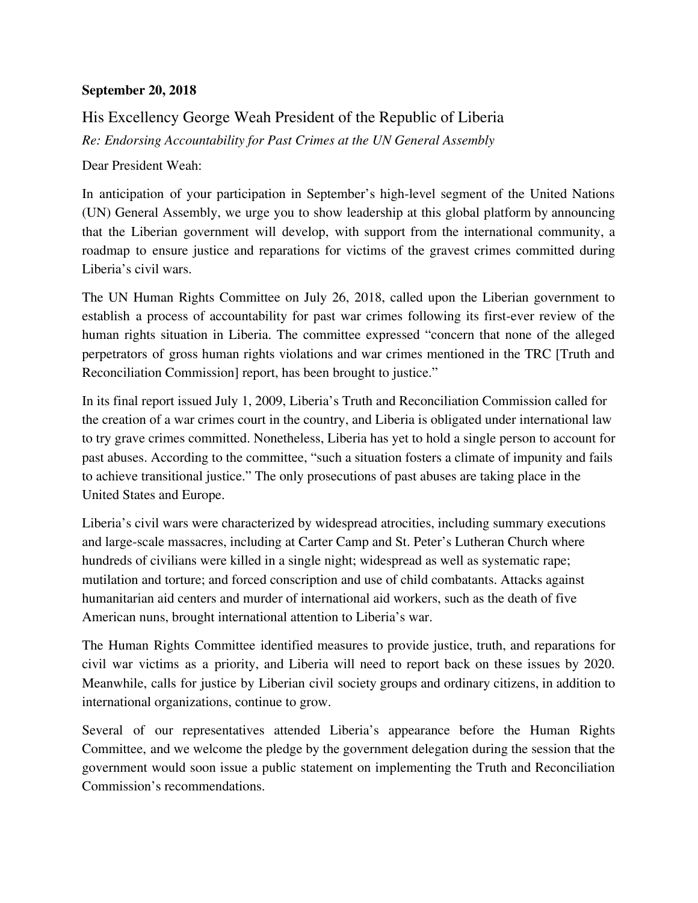**September 20, 2018**

His Excellency George Weah President of the Republic of Liberia

*Re: Endorsing Accountability for Past Crimes at the UN General Assembly*

Dear President Weah:

In anticipation of your participation in September's high-level segment of the United Nations (UN) General Assembly, we urge you to show leadership at this global platform by announcing that the Liberian government will develop, with support from the international community, a roadmap to ensure justice and reparations for victims of the gravest crimes committed during Liberia's civil wars.

The UN Human Rights Committee on July 26, 2018, called upon the Liberian government to establish a process of accountability for past war crimes following its first-ever review of the human rights situation in Liberia. The committee expressed "concern that none of the alleged perpetrators of gross human rights violations and war crimes mentioned in the TRC [Truth and Reconciliation Commission] report, has been brought to justice."

In its final report issued July 1, 2009, Liberia's Truth and Reconciliation Commission called for the creation of a war crimes court in the country, and Liberia is obligated under international law to try grave crimes committed. Nonetheless, Liberia has yet to hold a single person to account for past abuses. According to the committee, "such a situation fosters a climate of impunity and fails to achieve transitional justice." The only prosecutions of past abuses are taking place in the United States and Europe.

Liberia's civil wars were characterized by widespread atrocities, including summary executions and large-scale massacres, including at Carter Camp and St. Peter's Lutheran Church where hundreds of civilians were killed in a single night; widespread as well as systematic rape; mutilation and torture; and forced conscription and use of child combatants. Attacks against humanitarian aid centers and murder of international aid workers, such as the death of five American nuns, brought international attention to Liberia's war.

The Human Rights Committee identified measures to provide justice, truth, and reparations for civil war victims as a priority, and Liberia will need to report back on these issues by 2020. Meanwhile, calls for justice by Liberian civil society groups and ordinary citizens, in addition to international organizations, continue to grow.

Several of our representatives attended Liberia's appearance before the Human Rights Committee, and we welcome the pledge by the government delegation during the session that the government would soon issue a public statement on implementing the Truth and Reconciliation Commission's recommendations.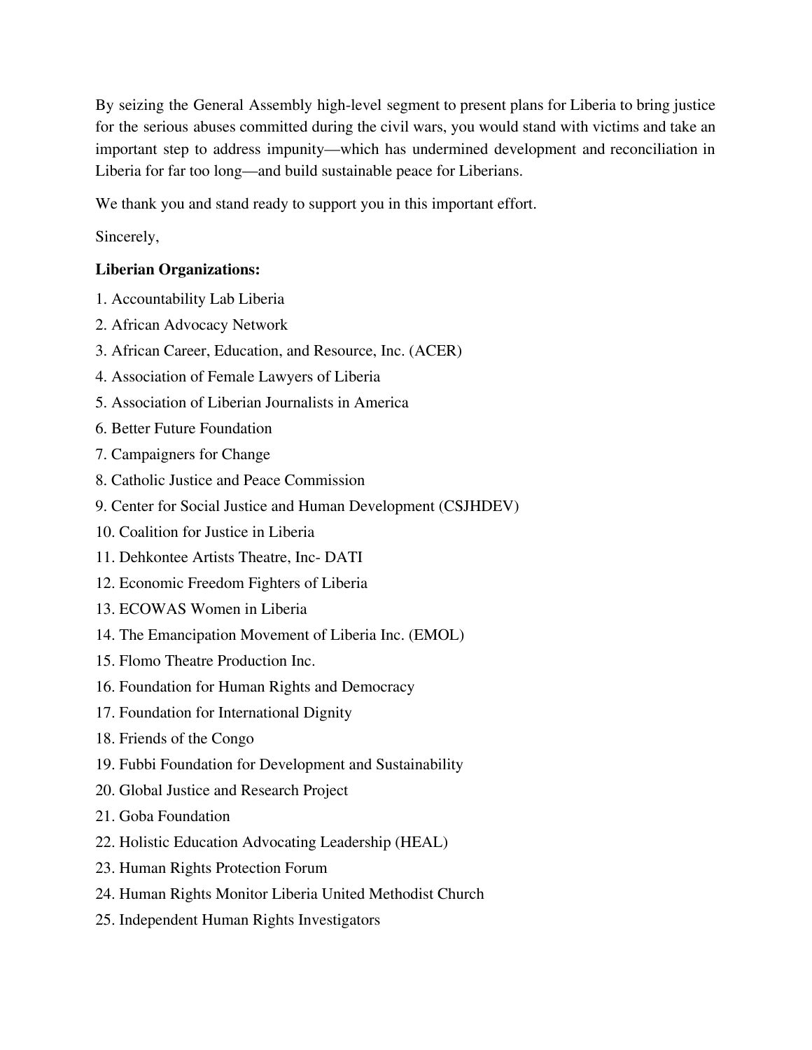By seizing the General Assembly high-level segment to present plans for Liberia to bring justice for the serious abuses committed during the civil wars, you would stand with victims and take an important step to address impunity—which has undermined development and reconciliation in Liberia for far too long—and build sustainable peace for Liberians.

We thank you and stand ready to support you in this important effort.

Sincerely,

**Liberian Organizations:**

1. Accountability Lab Liberia
2. African Advocacy Network
3. African Career, Education, and Resource, Inc. (ACER)
4. Association of Female Lawyers of Liberia
5. Association of Liberian Journalists in America
6. Better Future Foundation
7. Campaigners for Change
8. Catholic Justice and Peace Commission
9. Center for Social Justice and Human Development (CSJHDEV)
10. Coalition for Justice in Liberia
11. Dehkontee Artists Theatre, Inc- DATI
12. Economic Freedom Fighters of Liberia
13. ECOWAS Women in Liberia
14. The Emancipation Movement of Liberia Inc. (EMOL)
15. Flomo Theatre Production Inc.
16. Foundation for Human Rights and Democracy
17. Foundation for International Dignity
18. Friends of the Congo
19. Fubbi Foundation for Development and Sustainability
20. Global Justice and Research Project
21. Goba Foundation
22. Holistic Education Advocating Leadership (HEAL)
23. Human Rights Protection Forum
24. Human Rights Monitor Liberia United Methodist Church
25. Independent Human Rights Investigators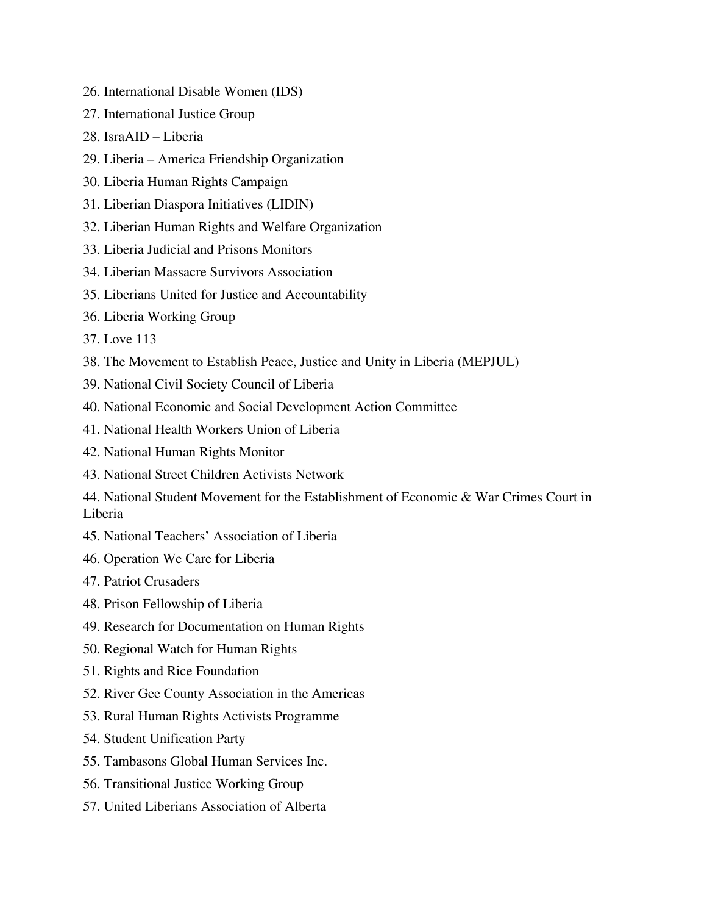26. International Disable Women (IDS)
27. International Justice Group
28. IsraAID – Liberia
29. Liberia – America Friendship Organization
30. Liberia Human Rights Campaign
31. Liberian Diaspora Initiatives (LIDIN)
32. Liberian Human Rights and Welfare Organization
33. Liberia Judicial and Prisons Monitors
34. Liberian Massacre Survivors Association
35. Liberians United for Justice and Accountability
36. Liberia Working Group
37. Love 113
38. The Movement to Establish Peace, Justice and Unity in Liberia (MEPJUL)
39. National Civil Society Council of Liberia
40. National Economic and Social Development Action Committee
41. National Health Workers Union of Liberia
42. National Human Rights Monitor
43. National Street Children Activists Network
44. National Student Movement for the Establishment of Economic & War Crimes Court in Liberia
45. National Teachers' Association of Liberia
46. Operation We Care for Liberia
47. Patriot Crusaders
48. Prison Fellowship of Liberia
49. Research for Documentation on Human Rights
50. Regional Watch for Human Rights
51. Rights and Rice Foundation
52. River Gee County Association in the Americas
53. Rural Human Rights Activists Programme
54. Student Unification Party
55. Tambasons Global Human Services Inc.
56. Transitional Justice Working Group
57. United Liberians Association of Alberta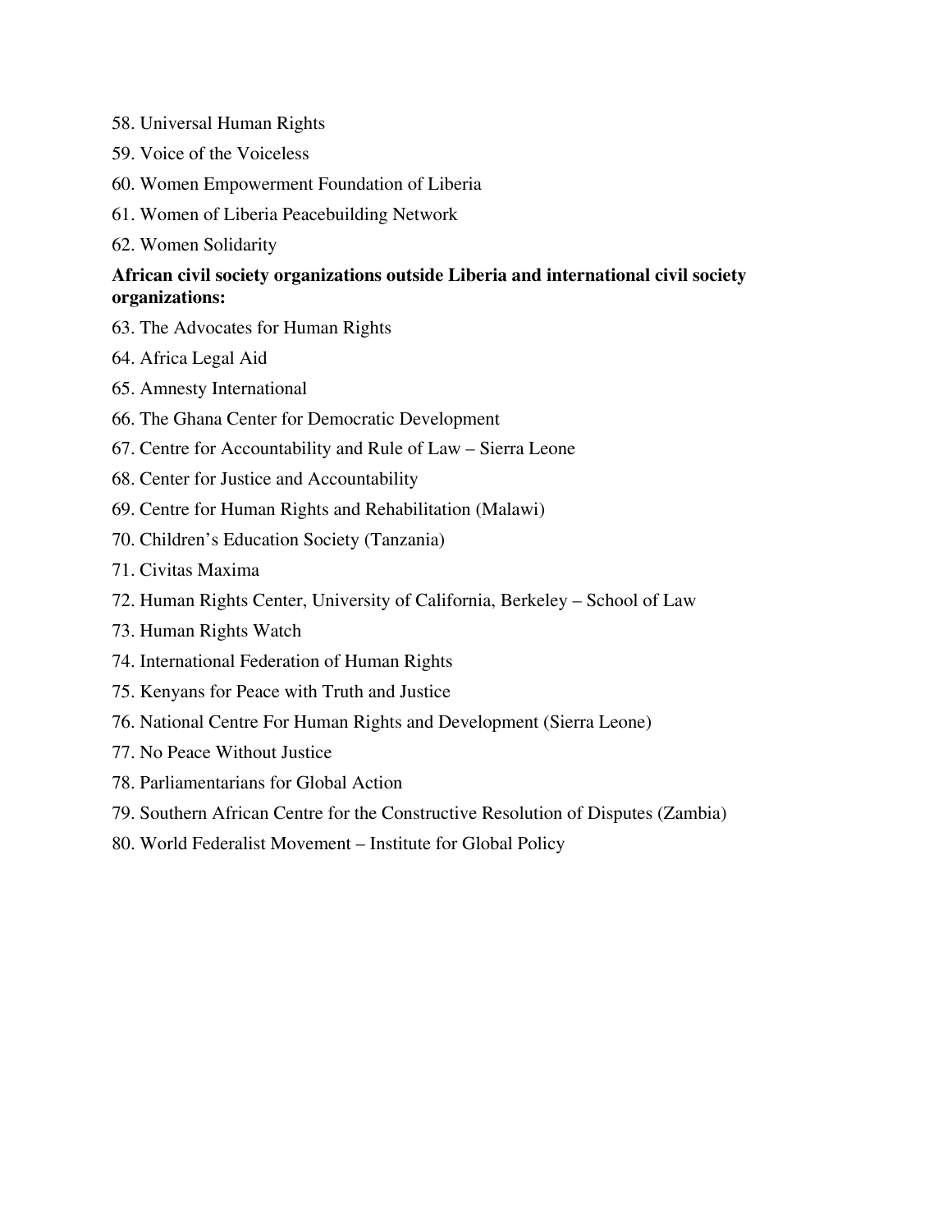58. Universal Human Rights
59. Voice of the Voiceless
60. Women Empowerment Foundation of Liberia
61. Women of Liberia Peacebuilding Network
62. Women Solidarity

**African civil society organizations outside Liberia and international civil society organizations:**

63. The Advocates for Human Rights
64. Africa Legal Aid
65. Amnesty International
66. The Ghana Center for Democratic Development
67. Centre for Accountability and Rule of Law – Sierra Leone
68. Center for Justice and Accountability
69. Centre for Human Rights and Rehabilitation (Malawi)
70. Children's Education Society (Tanzania)
71. Civitas Maxima
72. Human Rights Center, University of California, Berkeley – School of Law
73. Human Rights Watch
74. International Federation of Human Rights
75. Kenyans for Peace with Truth and Justice
76. National Centre For Human Rights and Development (Sierra Leone)
77. No Peace Without Justice
78. Parliamentarians for Global Action
79. Southern African Centre for the Constructive Resolution of Disputes (Zambia)
80. World Federalist Movement – Institute for Global Policy